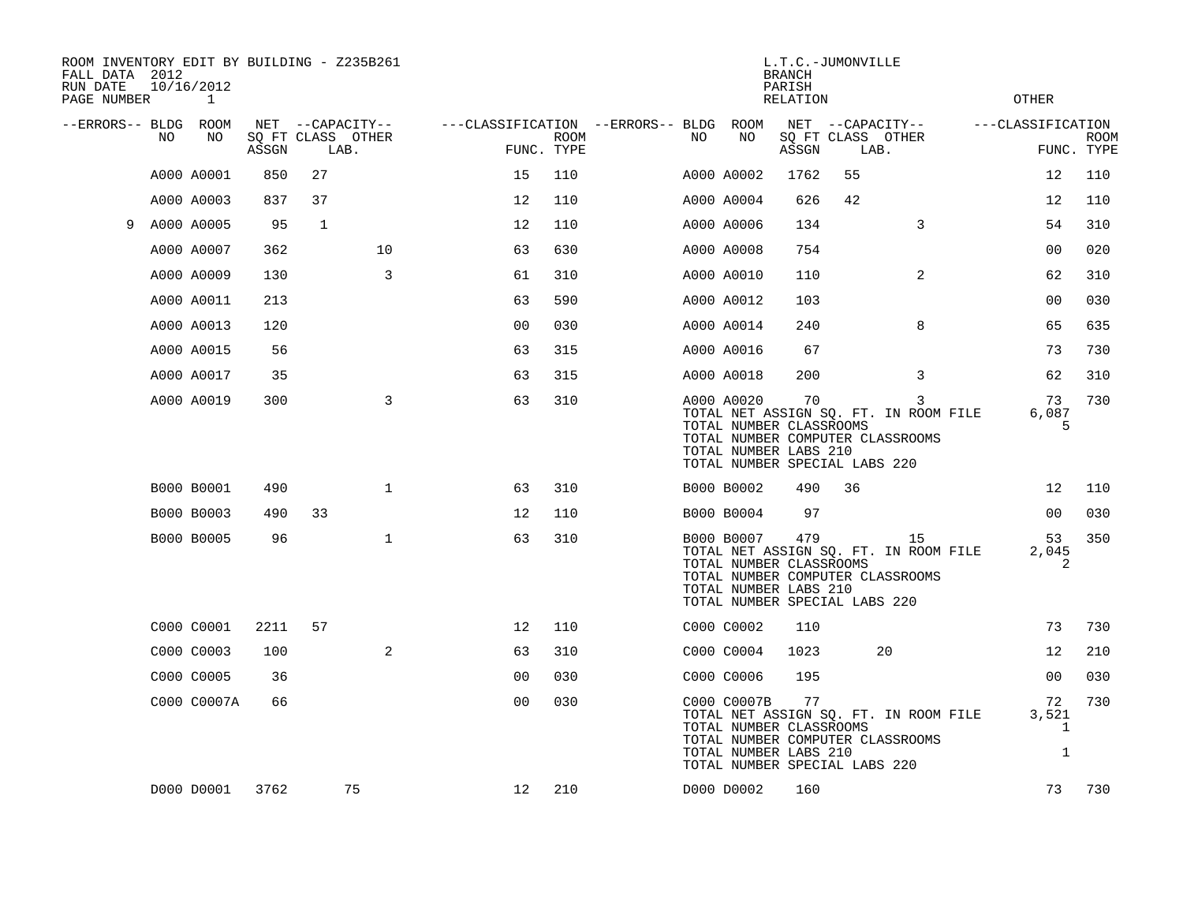ROOM INVENTORY EDIT BY BUILDING - Z235B261
FALL DATA 2012
RUN DATE 10/16/2012

L.T.C.-JUMONVILLE
BRANCH
PARISH
RELATION
OTHER

| --ERRORS-- | BLDG NO | ROOM NO | NET SQ FT ASSGN | CAPACITY CLASS LAB. | CAPACITY OTHER | CLASSIFICATION FUNC. | ROOM TYPE | --ERRORS-- | BLDG NO | ROOM NO | NET SQ FT ASSGN | CAPACITY CLASS LAB. | CAPACITY OTHER | CLASSIFICATION FUNC. | ROOM TYPE |
|---|---|---|---|---|---|---|---|---|---|---|---|---|---|---|---|
| | A000 | A0001 | 850 | 27 | | 15 | 110 | | A000 | A0002 | 1762 | 55 | | 12 | 110 |
| | A000 | A0003 | 837 | 37 | | 12 | 110 | | A000 | A0004 | 626 | 42 | | 12 | 110 |
| 9 | A000 | A0005 | 95 | 1 | | 12 | 110 | | A000 | A0006 | 134 | | 3 | 54 | 310 |
| | A000 | A0007 | 362 | | 10 | 63 | 630 | | A000 | A0008 | 754 | | | 00 | 020 |
| | A000 | A0009 | 130 | | 3 | 61 | 310 | | A000 | A0010 | 110 | | 2 | 62 | 310 |
| | A000 | A0011 | 213 | | | 63 | 590 | | A000 | A0012 | 103 | | | 00 | 030 |
| | A000 | A0013 | 120 | | | 00 | 030 | | A000 | A0014 | 240 | | 8 | 65 | 635 |
| | A000 | A0015 | 56 | | | 63 | 315 | | A000 | A0016 | 67 | | | 73 | 730 |
| | A000 | A0017 | 35 | | | 63 | 315 | | A000 | A0018 | 200 | | 3 | 62 | 310 |
| | A000 | A0019 | 300 | | 3 | 63 | 310 | | A000 | A0020 | 70 | | 3 | 73 | 730 |
| | | | | | | | | | TOTAL NET ASSIGN SQ. FT. IN ROOM FILE | | | | | 6,087 | |
| | | | | | | | | | TOTAL NUMBER CLASSROOMS | | | | | 5 | |
| | | | | | | | | | TOTAL NUMBER COMPUTER CLASSROOMS | | | | | | |
| | | | | | | | | | TOTAL NUMBER LABS 210 | | | | | | |
| | | | | | | | | | TOTAL NUMBER SPECIAL LABS 220 | | | | | | |
| | B000 | B0001 | 490 | | 1 | 63 | 310 | | B000 | B0002 | 490 | 36 | | 12 | 110 |
| | B000 | B0003 | 490 | 33 | | 12 | 110 | | B000 | B0004 | 97 | | | 00 | 030 |
| | B000 | B0005 | 96 | | 1 | 63 | 310 | | B000 | B0007 | 479 | | 15 | 53 | 350 |
| | | | | | | | | | TOTAL NET ASSIGN SQ. FT. IN ROOM FILE | | | | | 2,045 | |
| | | | | | | | | | TOTAL NUMBER CLASSROOMS | | | | | 2 | |
| | | | | | | | | | TOTAL NUMBER COMPUTER CLASSROOMS | | | | | | |
| | | | | | | | | | TOTAL NUMBER LABS 210 | | | | | | |
| | | | | | | | | | TOTAL NUMBER SPECIAL LABS 220 | | | | | | |
| | C000 | C0001 | 2211 | 57 | | 12 | 110 | | C000 | C0002 | 110 | | | 73 | 730 |
| | C000 | C0003 | 100 | | 2 | 63 | 310 | | C000 | C0004 | 1023 | 20 | | 12 | 210 |
| | C000 | C0005 | 36 | | | 00 | 030 | | C000 | C0006 | 195 | | | 00 | 030 |
| | C000 | C0007A | 66 | | | 00 | 030 | | C000 | C0007B | 77 | | | 72 | 730 |
| | | | | | | | | | TOTAL NET ASSIGN SQ. FT. IN ROOM FILE | | | | | 3,521 | |
| | | | | | | | | | TOTAL NUMBER CLASSROOMS | | | | | 1 | |
| | | | | | | | | | TOTAL NUMBER COMPUTER CLASSROOMS | | | | | | |
| | | | | | | | | | TOTAL NUMBER LABS 210 | | | | | 1 | |
| | | | | | | | | | TOTAL NUMBER SPECIAL LABS 220 | | | | | | |
| | D000 | D0001 | 3762 | 75 | | 12 | 210 | | D000 | D0002 | 160 | | | 73 | 730 |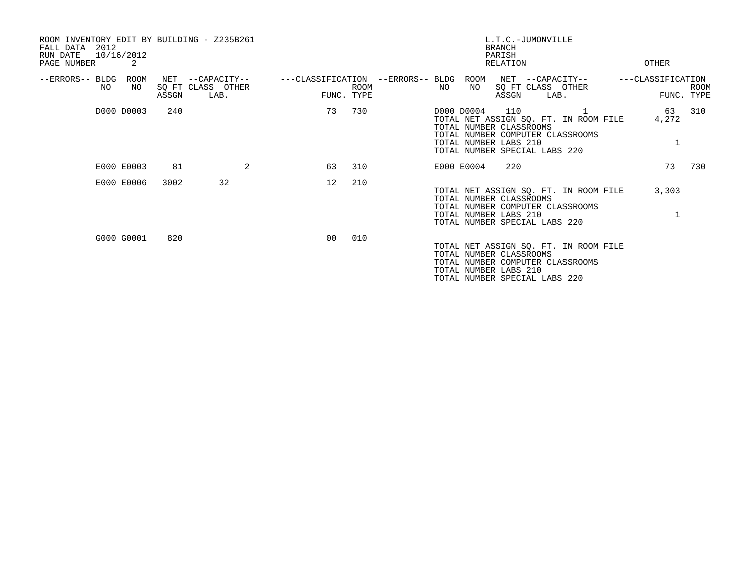ROOM INVENTORY EDIT BY BUILDING - Z235B261
FALL DATA 2012
RUN DATE 10/16/2012
PAGE NUMBER 2

L.T.C.-JUMONVILLE
BRANCH
PARISH
RELATION
OTHER

| --ERRORS-- | BLDG NO | ROOM NO | NET SQ FT ASSGN | CAPACITY CLASS | CAPACITY OTHER LAB. | CLASSIFICATION FUNC. | ROOM TYPE | --ERRORS-- | BLDG NO | ROOM NO | NET SQ FT ASSGN | CAPACITY CLASS | CAPACITY OTHER LAB. | CLASSIFICATION FUNC. | ROOM TYPE |
|---|---|---|---|---|---|---|---|---|---|---|---|---|---|---|---|
| | D000 | D0003 | 240 | | | 73 | 730 | | D000 | D0004 | 110 | | 1 | 63 | 310 |
| | E000 | E0003 | 81 | | 2 | 63 | 310 | | E000 | E0004 | 220 | | | 73 | 730 |
| | E000 | E0006 | 3002 | 32 | | 12 | 210 | | | | | | | | |
| | G000 | G0001 | 820 | | | 00 | 010 | | | | | | | | |

Building D000 totals:

TOTAL NET ASSIGN SQ. FT. IN ROOM FILE 4,272
TOTAL NUMBER CLASSROOMS
TOTAL NUMBER COMPUTER CLASSROOMS
TOTAL NUMBER LABS 210 1
TOTAL NUMBER SPECIAL LABS 220

Building E000 totals:

TOTAL NET ASSIGN SQ. FT. IN ROOM FILE 3,303
TOTAL NUMBER CLASSROOMS
TOTAL NUMBER COMPUTER CLASSROOMS
TOTAL NUMBER LABS 210 1
TOTAL NUMBER SPECIAL LABS 220

Building G000 totals:

TOTAL NET ASSIGN SQ. FT. IN ROOM FILE
TOTAL NUMBER CLASSROOMS
TOTAL NUMBER COMPUTER CLASSROOMS
TOTAL NUMBER LABS 210
TOTAL NUMBER SPECIAL LABS 220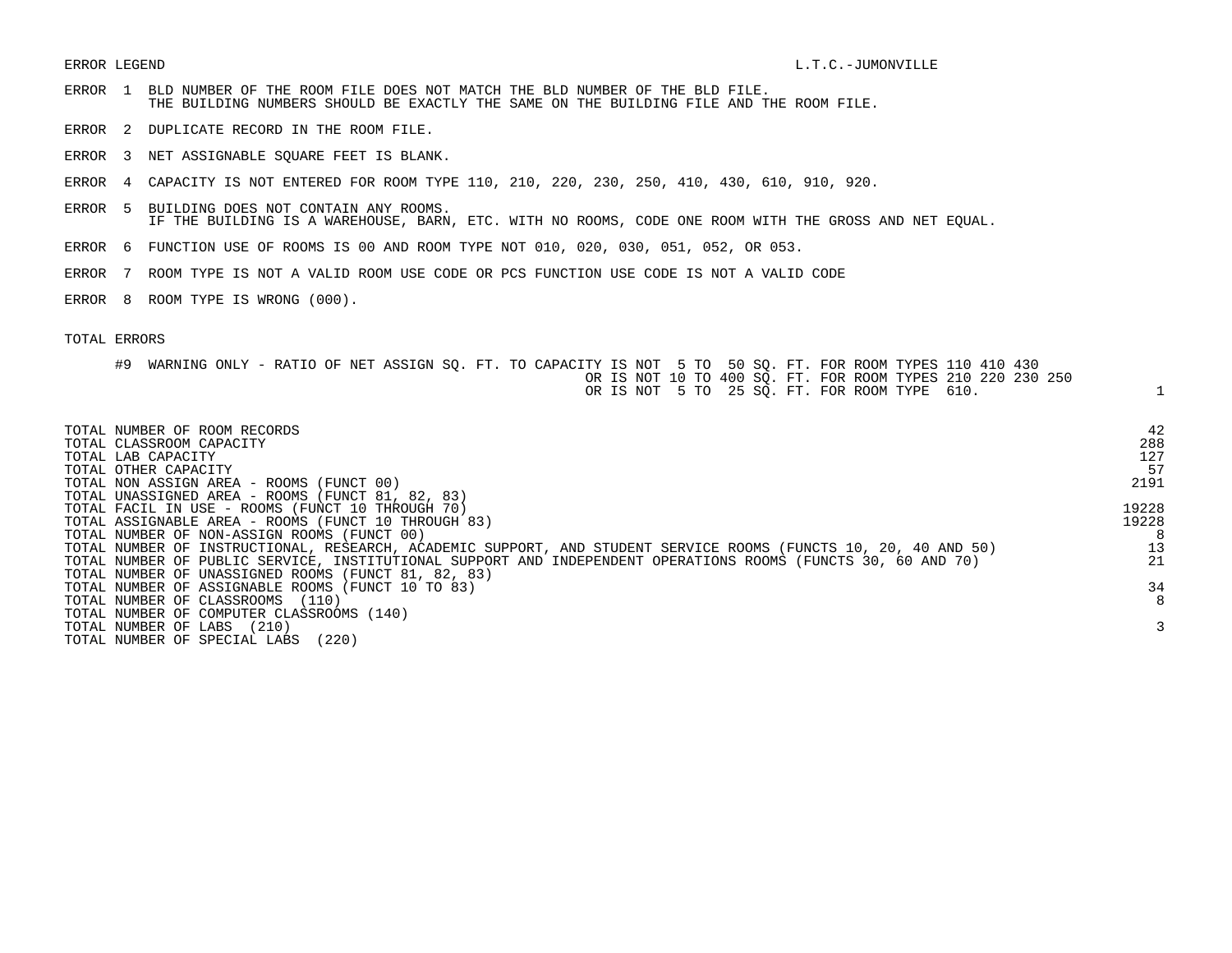ERROR LEGEND L.T.C.-JUMONVILLE

ERROR 1 BLD NUMBER OF THE ROOM FILE DOES NOT MATCH THE BLD NUMBER OF THE BLD FILE.
THE BUILDING NUMBERS SHOULD BE EXACTLY THE SAME ON THE BUILDING FILE AND THE ROOM FILE.

ERROR 2 DUPLICATE RECORD IN THE ROOM FILE.

ERROR 3 NET ASSIGNABLE SQUARE FEET IS BLANK.

ERROR 4 CAPACITY IS NOT ENTERED FOR ROOM TYPE 110, 210, 220, 230, 250, 410, 430, 610, 910, 920.

ERROR 5 BUILDING DOES NOT CONTAIN ANY ROOMS.
IF THE BUILDING IS A WAREHOUSE, BARN, ETC. WITH NO ROOMS, CODE ONE ROOM WITH THE GROSS AND NET EQUAL.

ERROR 6 FUNCTION USE OF ROOMS IS 00 AND ROOM TYPE NOT 010, 020, 030, 051, 052, OR 053.

ERROR 7 ROOM TYPE IS NOT A VALID ROOM USE CODE OR PCS FUNCTION USE CODE IS NOT A VALID CODE

ERROR 8 ROOM TYPE IS WRONG (000).

TOTAL ERRORS

| | |
|---|---|
| #9 WARNING ONLY - RATIO OF NET ASSIGN SQ. FT. TO CAPACITY IS NOT 5 TO 50 SQ. FT. FOR ROOM TYPES 110 410 430 OR IS NOT 10 TO 400 SQ. FT. FOR ROOM TYPES 210 220 230 250 OR IS NOT 5 TO 25 SQ. FT. FOR ROOM TYPE 610. | 1 |

| | |
|---|---|
| TOTAL NUMBER OF ROOM RECORDS | 42 |
| TOTAL CLASSROOM CAPACITY | 288 |
| TOTAL LAB CAPACITY | 127 |
| TOTAL OTHER CAPACITY | 57 |
| TOTAL NON ASSIGN AREA - ROOMS (FUNCT 00) | 2191 |
| TOTAL UNASSIGNED AREA - ROOMS (FUNCT 81, 82, 83) | |
| TOTAL FACIL IN USE - ROOMS (FUNCT 10 THROUGH 70) | 19228 |
| TOTAL ASSIGNABLE AREA - ROOMS (FUNCT 10 THROUGH 83) | 19228 |
| TOTAL NUMBER OF NON-ASSIGN ROOMS (FUNCT 00) | 8 |
| TOTAL NUMBER OF INSTRUCTIONAL, RESEARCH, ACADEMIC SUPPORT, AND STUDENT SERVICE ROOMS (FUNCTS 10, 20, 40 AND 50) | 13 |
| TOTAL NUMBER OF PUBLIC SERVICE, INSTITUTIONAL SUPPORT AND INDEPENDENT OPERATIONS ROOMS (FUNCTS 30, 60 AND 70) | 21 |
| TOTAL NUMBER OF UNASSIGNED ROOMS (FUNCT 81, 82, 83) | |
| TOTAL NUMBER OF ASSIGNABLE ROOMS (FUNCT 10 TO 83) | 34 |
| TOTAL NUMBER OF CLASSROOMS (110) | 8 |
| TOTAL NUMBER OF COMPUTER CLASSROOMS (140) | |
| TOTAL NUMBER OF LABS (210) | 3 |
| TOTAL NUMBER OF SPECIAL LABS (220) | |